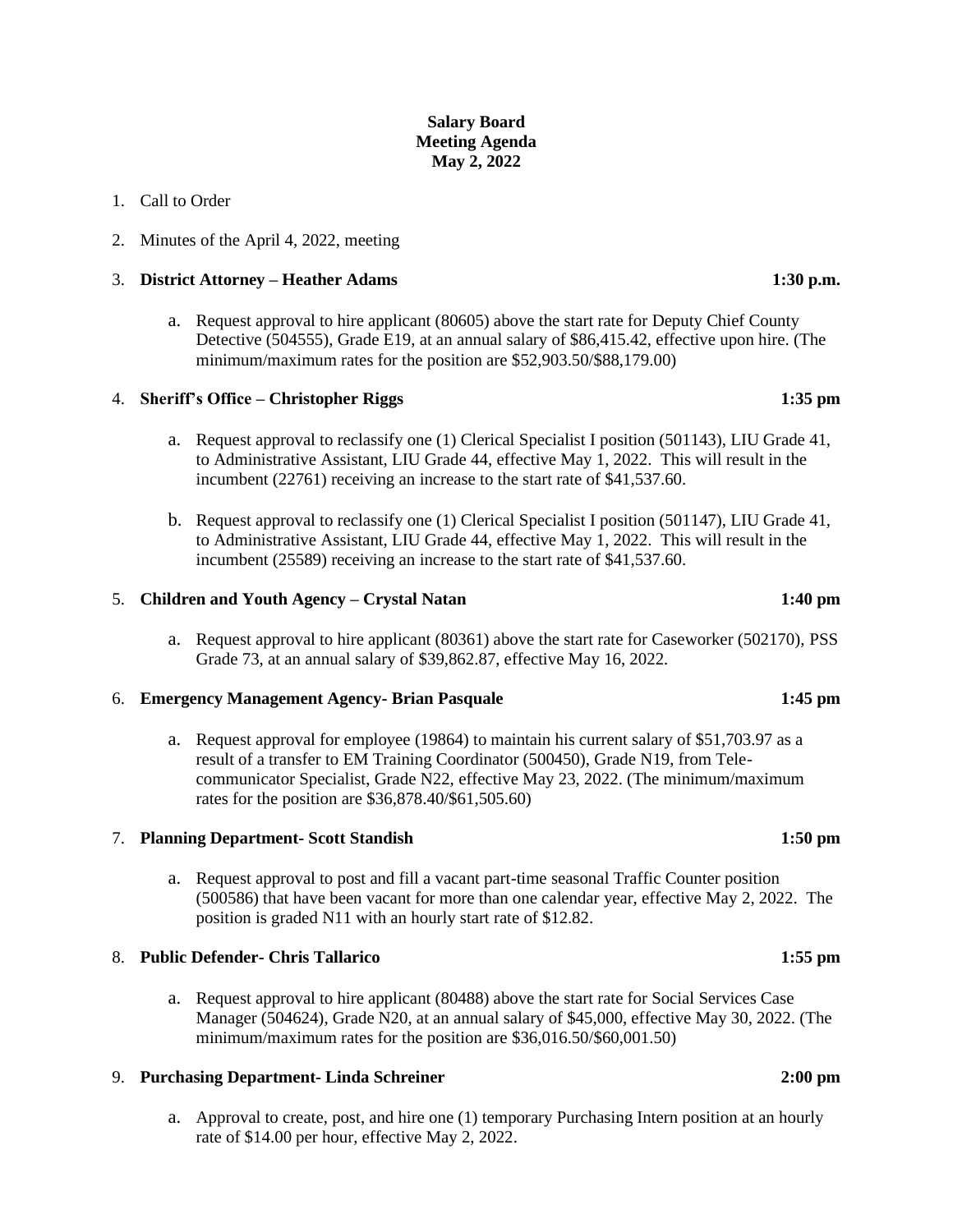**Salary Board**
**Meeting Agenda**
**May 2, 2022**

1. Call to Order

2. Minutes of the April 4, 2022, meeting

3. **District Attorney – Heather Adams** **1:30 p.m.**

   a. Request approval to hire applicant (80605) above the start rate for Deputy Chief County Detective (504555), Grade E19, at an annual salary of $86,415.42, effective upon hire. (The minimum/maximum rates for the position are $52,903.50/$88,179.00)

4. **Sheriff's Office – Christopher Riggs** **1:35 pm**

   a. Request approval to reclassify one (1) Clerical Specialist I position (501143), LIU Grade 41, to Administrative Assistant, LIU Grade 44, effective May 1, 2022. This will result in the incumbent (22761) receiving an increase to the start rate of $41,537.60.

   b. Request approval to reclassify one (1) Clerical Specialist I position (501147), LIU Grade 41, to Administrative Assistant, LIU Grade 44, effective May 1, 2022. This will result in the incumbent (25589) receiving an increase to the start rate of $41,537.60.

5. **Children and Youth Agency – Crystal Natan** **1:40 pm**

   a. Request approval to hire applicant (80361) above the start rate for Caseworker (502170), PSS Grade 73, at an annual salary of $39,862.87, effective May 16, 2022.

6. **Emergency Management Agency- Brian Pasquale** **1:45 pm**

   a. Request approval for employee (19864) to maintain his current salary of $51,703.97 as a result of a transfer to EM Training Coordinator (500450), Grade N19, from Tele-communicator Specialist, Grade N22, effective May 23, 2022. (The minimum/maximum rates for the position are $36,878.40/$61,505.60)

7. **Planning Department- Scott Standish** **1:50 pm**

   a. Request approval to post and fill a vacant part-time seasonal Traffic Counter position (500586) that have been vacant for more than one calendar year, effective May 2, 2022. The position is graded N11 with an hourly start rate of $12.82.

8. **Public Defender- Chris Tallarico** **1:55 pm**

   a. Request approval to hire applicant (80488) above the start rate for Social Services Case Manager (504624), Grade N20, at an annual salary of $45,000, effective May 30, 2022. (The minimum/maximum rates for the position are $36,016.50/$60,001.50)

9. **Purchasing Department- Linda Schreiner** **2:00 pm**

   a. Approval to create, post, and hire one (1) temporary Purchasing Intern position at an hourly rate of $14.00 per hour, effective May 2, 2022.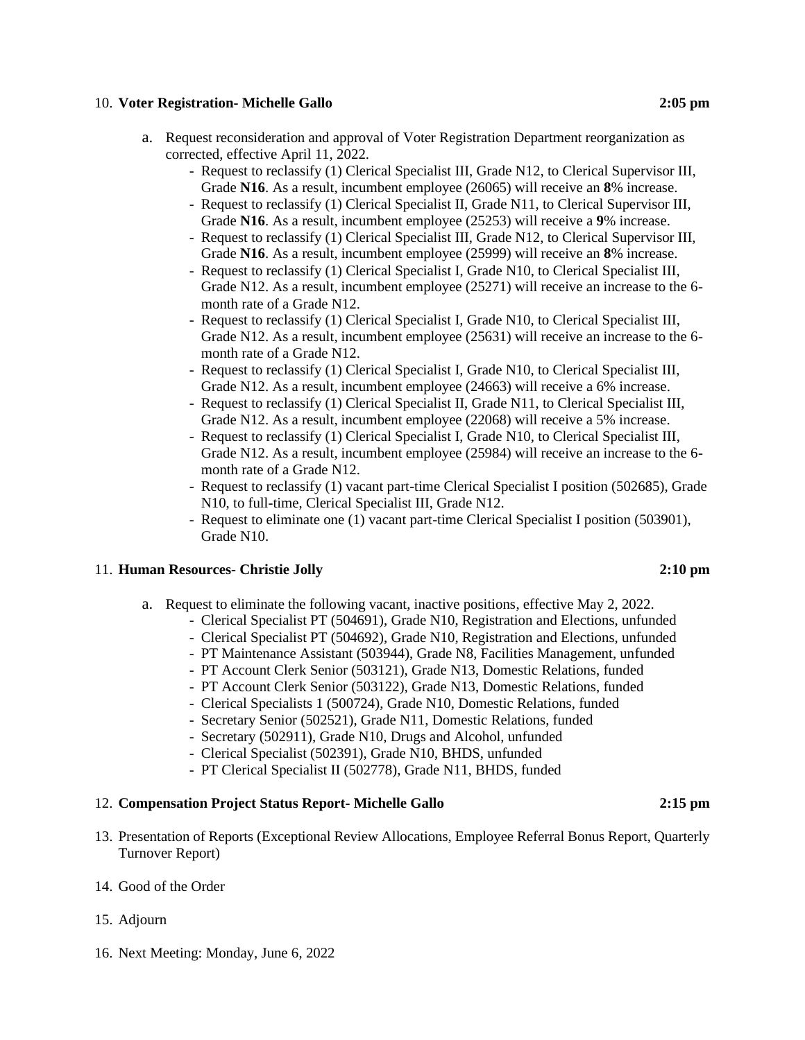10. **Voter Registration- Michelle Gallo** **2:05 pm**

   a. Request reconsideration and approval of Voter Registration Department reorganization as corrected, effective April 11, 2022.
      - Request to reclassify (1) Clerical Specialist III, Grade N12, to Clerical Supervisor III, Grade **N16**. As a result, incumbent employee (26065) will receive an **8**% increase.
      - Request to reclassify (1) Clerical Specialist II, Grade N11, to Clerical Supervisor III, Grade **N16**. As a result, incumbent employee (25253) will receive a **9**% increase.
      - Request to reclassify (1) Clerical Specialist III, Grade N12, to Clerical Supervisor III, Grade **N16**. As a result, incumbent employee (25999) will receive an **8**% increase.
      - Request to reclassify (1) Clerical Specialist I, Grade N10, to Clerical Specialist III, Grade N12. As a result, incumbent employee (25271) will receive an increase to the 6-month rate of a Grade N12.
      - Request to reclassify (1) Clerical Specialist I, Grade N10, to Clerical Specialist III, Grade N12. As a result, incumbent employee (25631) will receive an increase to the 6-month rate of a Grade N12.
      - Request to reclassify (1) Clerical Specialist I, Grade N10, to Clerical Specialist III, Grade N12. As a result, incumbent employee (24663) will receive a 6% increase.
      - Request to reclassify (1) Clerical Specialist II, Grade N11, to Clerical Specialist III, Grade N12. As a result, incumbent employee (22068) will receive a 5% increase.
      - Request to reclassify (1) Clerical Specialist I, Grade N10, to Clerical Specialist III, Grade N12. As a result, incumbent employee (25984) will receive an increase to the 6-month rate of a Grade N12.
      - Request to reclassify (1) vacant part-time Clerical Specialist I position (502685), Grade N10, to full-time, Clerical Specialist III, Grade N12.
      - Request to eliminate one (1) vacant part-time Clerical Specialist I position (503901), Grade N10.

11. **Human Resources- Christie Jolly** **2:10 pm**

   a. Request to eliminate the following vacant, inactive positions, effective May 2, 2022.
      - Clerical Specialist PT (504691), Grade N10, Registration and Elections, unfunded
      - Clerical Specialist PT (504692), Grade N10, Registration and Elections, unfunded
      - PT Maintenance Assistant (503944), Grade N8, Facilities Management, unfunded
      - PT Account Clerk Senior (503121), Grade N13, Domestic Relations, funded
      - PT Account Clerk Senior (503122), Grade N13, Domestic Relations, funded
      - Clerical Specialists 1 (500724), Grade N10, Domestic Relations, funded
      - Secretary Senior (502521), Grade N11, Domestic Relations, funded
      - Secretary (502911), Grade N10, Drugs and Alcohol, unfunded
      - Clerical Specialist (502391), Grade N10, BHDS, unfunded
      - PT Clerical Specialist II (502778), Grade N11, BHDS, funded

12. **Compensation Project Status Report- Michelle Gallo** **2:15 pm**

13. Presentation of Reports (Exceptional Review Allocations, Employee Referral Bonus Report, Quarterly Turnover Report)

14. Good of the Order

15. Adjourn

16. Next Meeting: Monday, June 6, 2022